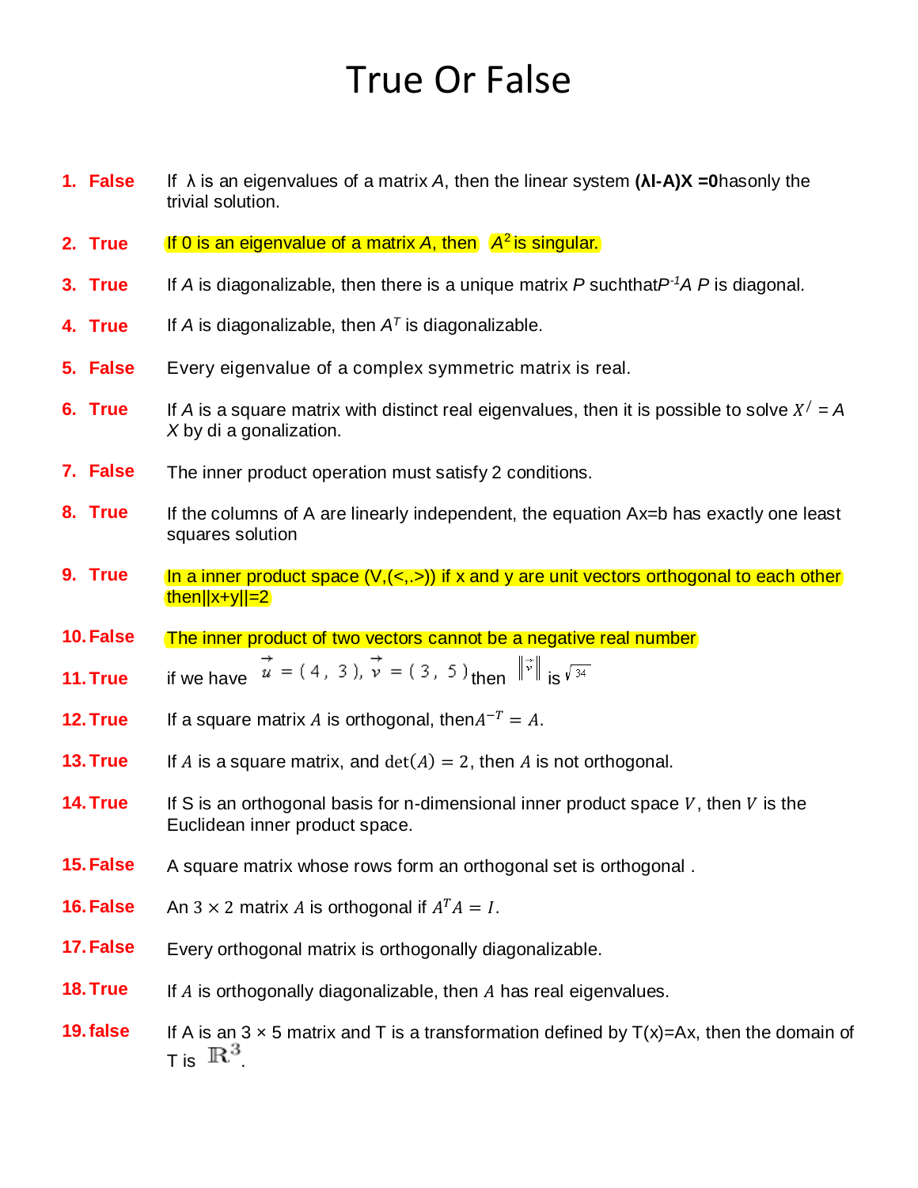# True Or False

1. **False** If λ is an eigenvalues of a matrix $A$, then the linear system **(λI-A)X =0** hasonly the trivial solution.

2. **True** If 0 is an eigenvalue of a matrix $A$, then $A^2$ is singular.

3. **True** If $A$ is diagonalizable, then there is a unique matrix $P$ suchthat $P^{-1}AP$ is diagonal.

4. **True** If $A$ is diagonalizable, then $A^T$ is diagonalizable.

5. **False** Every eigenvalue of a complex symmetric matrix is real.

6. **True** If $A$ is a square matrix with distinct real eigenvalues, then it is possible to solve $X' = AX$ by di a gonalization.

7. **False** The inner product operation must satisfy 2 conditions.

8. **True** If the columns of A are linearly independent, the equation Ax=b has exactly one least squares solution

9. **True** In a inner product space (V,(<,.>)) if x and y are unit vectors orthogonal to each other then||x+y||=2

10. **False** The inner product of two vectors cannot be a negative real number

11. **True** if we have $\vec{u} = (4, 3)$, $\vec{v} = (3, 5)$ then $\|\vec{v}\|$ is $\sqrt{34}$

12. **True** If a square matrix $A$ is orthogonal, then $A^{-T} = A$.

13. **True** If $A$ is a square matrix, and $\det(A) = 2$, then $A$ is not orthogonal.

14. **True** If S is an orthogonal basis for n-dimensional inner product space $V$, then $V$ is the Euclidean inner product space.

15. **False** A square matrix whose rows form an orthogonal set is orthogonal .

16. **False** An $3 \times 2$ matrix $A$ is orthogonal if $A^T A = I$.

17. **False** Every orthogonal matrix is orthogonally diagonalizable.

18. **True** If $A$ is orthogonally diagonalizable, then $A$ has real eigenvalues.

19. **false** If A is an $3 \times 5$ matrix and T is a transformation defined by T(x)=Ax, then the domain of T is $\mathbb{R}^3$.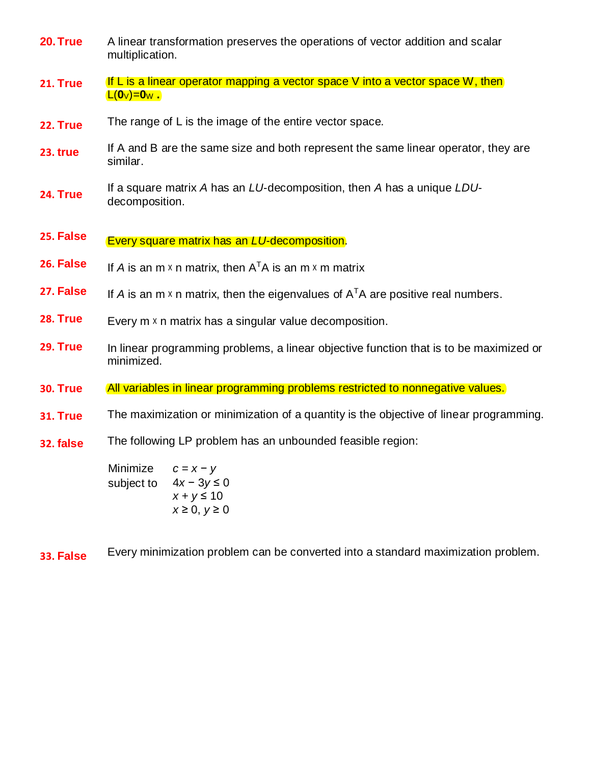**20. True** A linear transformation preserves the operations of vector addition and scalar multiplication.

**21. True** If L is a linear operator mapping a vector space V into a vector space W, then $L(\mathbf{0}_V)=\mathbf{0}_W$ .

**22. True** The range of L is the image of the entire vector space.

**23. true** If A and B are the same size and both represent the same linear operator, they are similar.

**24. True** If a square matrix *A* has an *LU*-decomposition, then *A* has a unique *LDU*-decomposition.

**25. False** Every square matrix has an *LU*-decomposition.

**26. False** If *A* is an m x n matrix, then $A^TA$ is an m x m matrix

**27. False** If *A* is an m x n matrix, then the eigenvalues of $A^TA$ are positive real numbers.

**28. True** Every m x n matrix has a singular value decomposition.

**29. True** In linear programming problems, a linear objective function that is to be maximized or minimized.

**30. True** All variables in linear programming problems restricted to nonnegative values.

**31. True** The maximization or minimization of a quantity is the objective of linear programming.

**32. false** The following LP problem has an unbounded feasible region:

Minimize $c = x - y$

subject to $4x - 3y \le 0$

$x + y \le 10$

$x \ge 0,\ y \ge 0$

**33. False** Every minimization problem can be converted into a standard maximization problem.